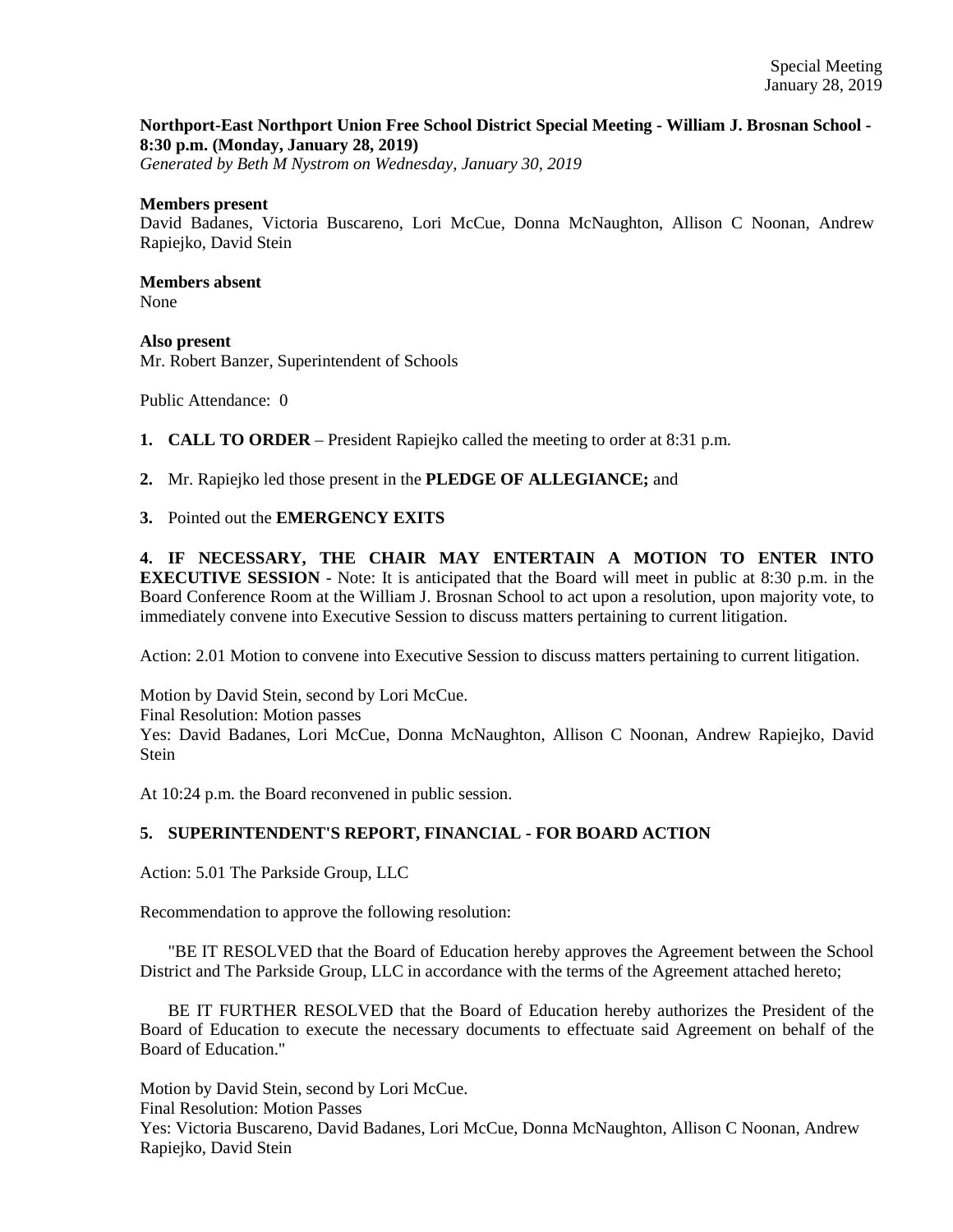Special Meeting
January 28, 2019

**Northport-East Northport Union Free School District Special Meeting - William J. Brosnan School - 8:30 p.m. (Monday, January 28, 2019)**
*Generated by Beth M Nystrom on Wednesday, January 30, 2019*

**Members present**
David Badanes, Victoria Buscareno, Lori McCue, Donna McNaughton, Allison C Noonan, Andrew Rapiejko, David Stein

**Members absent**
None

**Also present**
Mr. Robert Banzer, Superintendent of Schools

Public Attendance: 0

**1. CALL TO ORDER** – President Rapiejko called the meeting to order at 8:31 p.m.

**2.** Mr. Rapiejko led those present in the **PLEDGE OF ALLEGIANCE;** and

**3.** Pointed out the **EMERGENCY EXITS**

**4. IF NECESSARY, THE CHAIR MAY ENTERTAIN A MOTION TO ENTER INTO EXECUTIVE SESSION** - Note: It is anticipated that the Board will meet in public at 8:30 p.m. in the Board Conference Room at the William J. Brosnan School to act upon a resolution, upon majority vote, to immediately convene into Executive Session to discuss matters pertaining to current litigation.

Action: 2.01 Motion to convene into Executive Session to discuss matters pertaining to current litigation.

Motion by David Stein, second by Lori McCue.
Final Resolution: Motion passes
Yes: David Badanes, Lori McCue, Donna McNaughton, Allison C Noonan, Andrew Rapiejko, David Stein

At 10:24 p.m. the Board reconvened in public session.

**5. SUPERINTENDENT'S REPORT, FINANCIAL - FOR BOARD ACTION**

Action: 5.01 The Parkside Group, LLC

Recommendation to approve the following resolution:

"BE IT RESOLVED that the Board of Education hereby approves the Agreement between the School District and The Parkside Group, LLC in accordance with the terms of the Agreement attached hereto;

BE IT FURTHER RESOLVED that the Board of Education hereby authorizes the President of the Board of Education to execute the necessary documents to effectuate said Agreement on behalf of the Board of Education."

Motion by David Stein, second by Lori McCue.
Final Resolution: Motion Passes
Yes: Victoria Buscareno, David Badanes, Lori McCue, Donna McNaughton, Allison C Noonan, Andrew Rapiejko, David Stein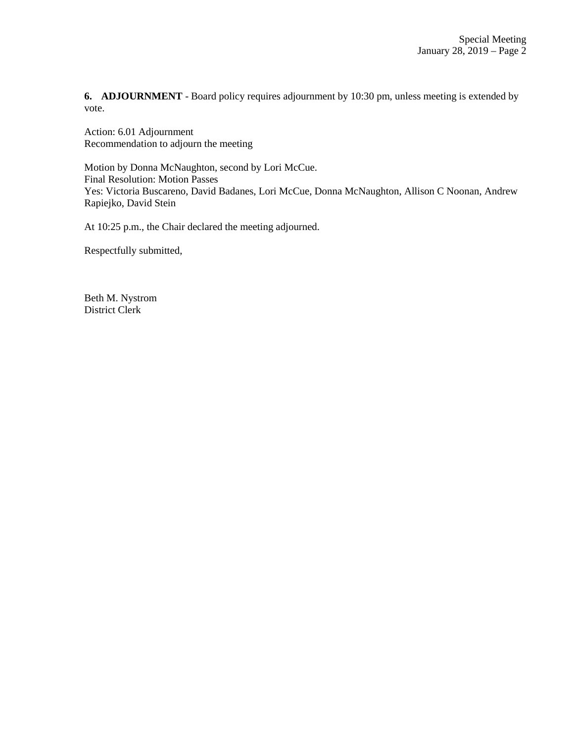**6. ADJOURNMENT** - Board policy requires adjournment by 10:30 pm, unless meeting is extended by vote.

Action: 6.01 Adjournment
Recommendation to adjourn the meeting

Motion by Donna McNaughton, second by Lori McCue.
Final Resolution: Motion Passes
Yes: Victoria Buscareno, David Badanes, Lori McCue, Donna McNaughton, Allison C Noonan, Andrew Rapiejko, David Stein

At 10:25 p.m., the Chair declared the meeting adjourned.

Respectfully submitted,

Beth M. Nystrom
District Clerk